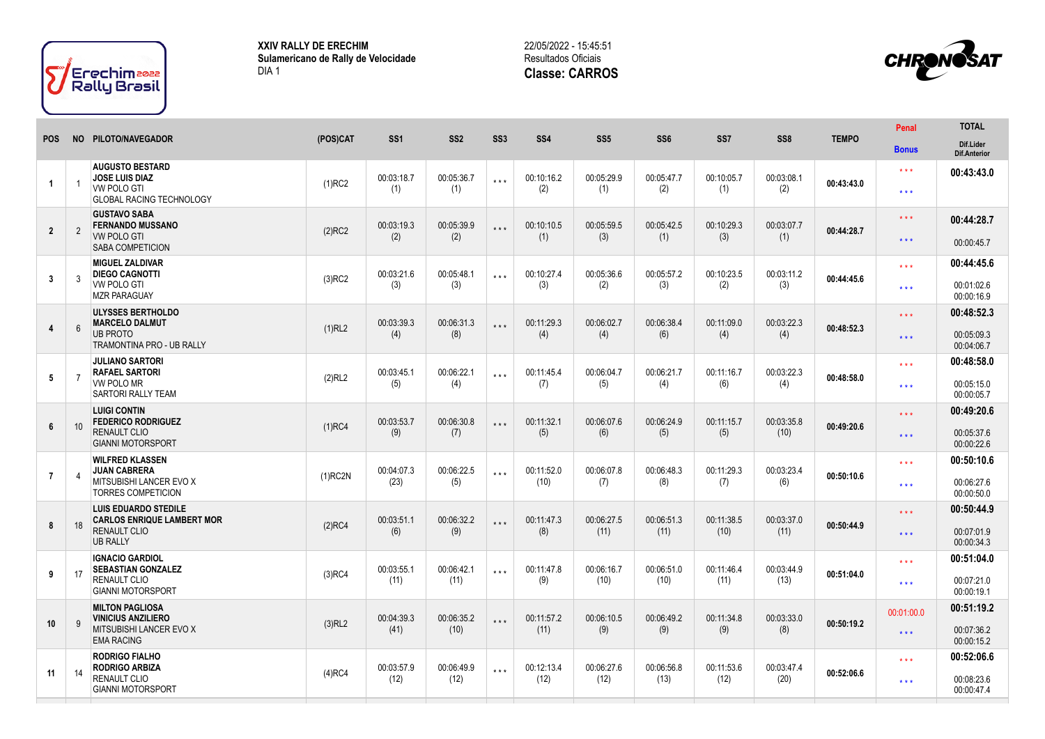**XXIV RALLY DE ERECHIM**
**Sulamericano de Rally de Velocidade**
DIA 1

22/05/2022 - 15:45:51
Resultados Oficiais
**Classe: CARROS**

| POS | NO | PILOTO/NAVEGADOR | (POS)CAT | SS1 | SS2 | SS3 | SS4 | SS5 | SS6 | SS7 | SS8 | TEMPO | Penal / Bonus | TOTAL / Dif.Lider / Dif.Anterior |
|---|---|---|---|---|---|---|---|---|---|---|---|---|---|---|
| 1 | 1 | **AUGUSTO BESTARD** **JOSE LUIS DIAZ** VW POLO GTI GLOBAL RACING TECHNOLOGY | (1)RC2 | 00:03:18.7 (1) | 00:05:36.7 (1) | *** | 00:10:16.2 (2) | 00:05:29.9 (1) | 00:05:47.7 (2) | 00:10:05.7 (1) | 00:03:08.1 (2) | 00:43:43.0 | *** *** | **00:43:43.0** |
| 2 | 2 | **GUSTAVO SABA** **FERNANDO MUSSANO** VW POLO GTI SABA COMPETICION | (2)RC2 | 00:03:19.3 (2) | 00:05:39.9 (2) | *** | 00:10:10.5 (1) | 00:05:59.5 (3) | 00:05:42.5 (1) | 00:10:29.3 (3) | 00:03:07.7 (1) | 00:44:28.7 | *** *** | **00:44:28.7** 00:00:45.7 |
| 3 | 3 | **MIGUEL ZALDIVAR** **DIEGO CAGNOTTI** VW POLO GTI MZR PARAGUAY | (3)RC2 | 00:03:21.6 (3) | 00:05:48.1 (3) | *** | 00:10:27.4 (3) | 00:05:36.6 (2) | 00:05:57.2 (3) | 00:10:23.5 (2) | 00:03:11.2 (3) | 00:44:45.6 | *** *** | **00:44:45.6** 00:01:02.6 00:00:16.9 |
| 4 | 6 | **ULYSSES BERTHOLDO** **MARCELO DALMUT** UB PROTO TRAMONTINA PRO - UB RALLY | (1)RL2 | 00:03:39.3 (4) | 00:06:31.3 (8) | *** | 00:11:29.3 (4) | 00:06:02.7 (4) | 00:06:38.4 (6) | 00:11:09.0 (4) | 00:03:22.3 (4) | 00:48:52.3 | *** *** | **00:48:52.3** 00:05:09.3 00:04:06.7 |
| 5 | 7 | **JULIANO SARTORI** **RAFAEL SARTORI** VW POLO MR SARTORI RALLY TEAM | (2)RL2 | 00:03:45.1 (5) | 00:06:22.1 (4) | *** | 00:11:45.4 (7) | 00:06:04.7 (5) | 00:06:21.7 (4) | 00:11:16.7 (6) | 00:03:22.3 (4) | 00:48:58.0 | *** *** | **00:48:58.0** 00:05:15.0 00:00:05.7 |
| 6 | 10 | **LUIGI CONTIN** **FEDERICO RODRIGUEZ** RENAULT CLIO GIANNI MOTORSPORT | (1)RC4 | 00:03:53.7 (9) | 00:06:30.8 (7) | *** | 00:11:32.1 (5) | 00:06:07.6 (6) | 00:06:24.9 (5) | 00:11:15.7 (5) | 00:03:35.8 (10) | 00:49:20.6 | *** *** | **00:49:20.6** 00:05:37.6 00:00:22.6 |
| 7 | 4 | **WILFRED KLASSEN** **JUAN CABRERA** MITSUBISHI LANCER EVO X TORRES COMPETICION | (1)RC2N | 00:04:07.3 (23) | 00:06:22.5 (5) | *** | 00:11:52.0 (10) | 00:06:07.8 (7) | 00:06:48.3 (8) | 00:11:29.3 (7) | 00:03:23.4 (6) | 00:50:10.6 | *** *** | **00:50:10.6** 00:06:27.6 00:00:50.0 |
| 8 | 18 | **LUIS EDUARDO STEDILE** **CARLOS ENRIQUE LAMBERT MOR** RENAULT CLIO UB RALLY | (2)RC4 | 00:03:51.1 (6) | 00:06:32.2 (9) | *** | 00:11:47.3 (8) | 00:06:27.5 (11) | 00:06:51.3 (11) | 00:11:38.5 (10) | 00:03:37.0 (11) | 00:50:44.9 | *** *** | **00:50:44.9** 00:07:01.9 00:00:34.3 |
| 9 | 17 | **IGNACIO GARDIOL** **SEBASTIAN GONZALEZ** RENAULT CLIO GIANNI MOTORSPORT | (3)RC4 | 00:03:55.1 (11) | 00:06:42.1 (11) | *** | 00:11:47.8 (9) | 00:06:16.7 (10) | 00:06:51.0 (10) | 00:11:46.4 (11) | 00:03:44.9 (13) | 00:51:04.0 | *** *** | **00:51:04.0** 00:07:21.0 00:00:19.1 |
| 10 | 9 | **MILTON PAGLIOSA** **VINICIUS ANZILIERO** MITSUBISHI LANCER EVO X EMA RACING | (3)RL2 | 00:04:39.3 (41) | 00:06:35.2 (10) | *** | 00:11:57.2 (11) | 00:06:10.5 (9) | 00:06:49.2 (9) | 00:11:34.8 (9) | 00:03:33.0 (8) | 00:50:19.2 | 00:01:00.0 *** | **00:51:19.2** 00:07:36.2 00:00:15.2 |
| 11 | 14 | **RODRIGO FIALHO** **RODRIGO ARBIZA** RENAULT CLIO GIANNI MOTORSPORT | (4)RC4 | 00:03:57.9 (12) | 00:06:49.9 (12) | *** | 00:12:13.4 (12) | 00:06:27.6 (12) | 00:06:56.8 (13) | 00:11:53.6 (12) | 00:03:47.4 (20) | 00:52:06.6 | *** *** | **00:52:06.6** 00:08:23.6 00:00:47.4 |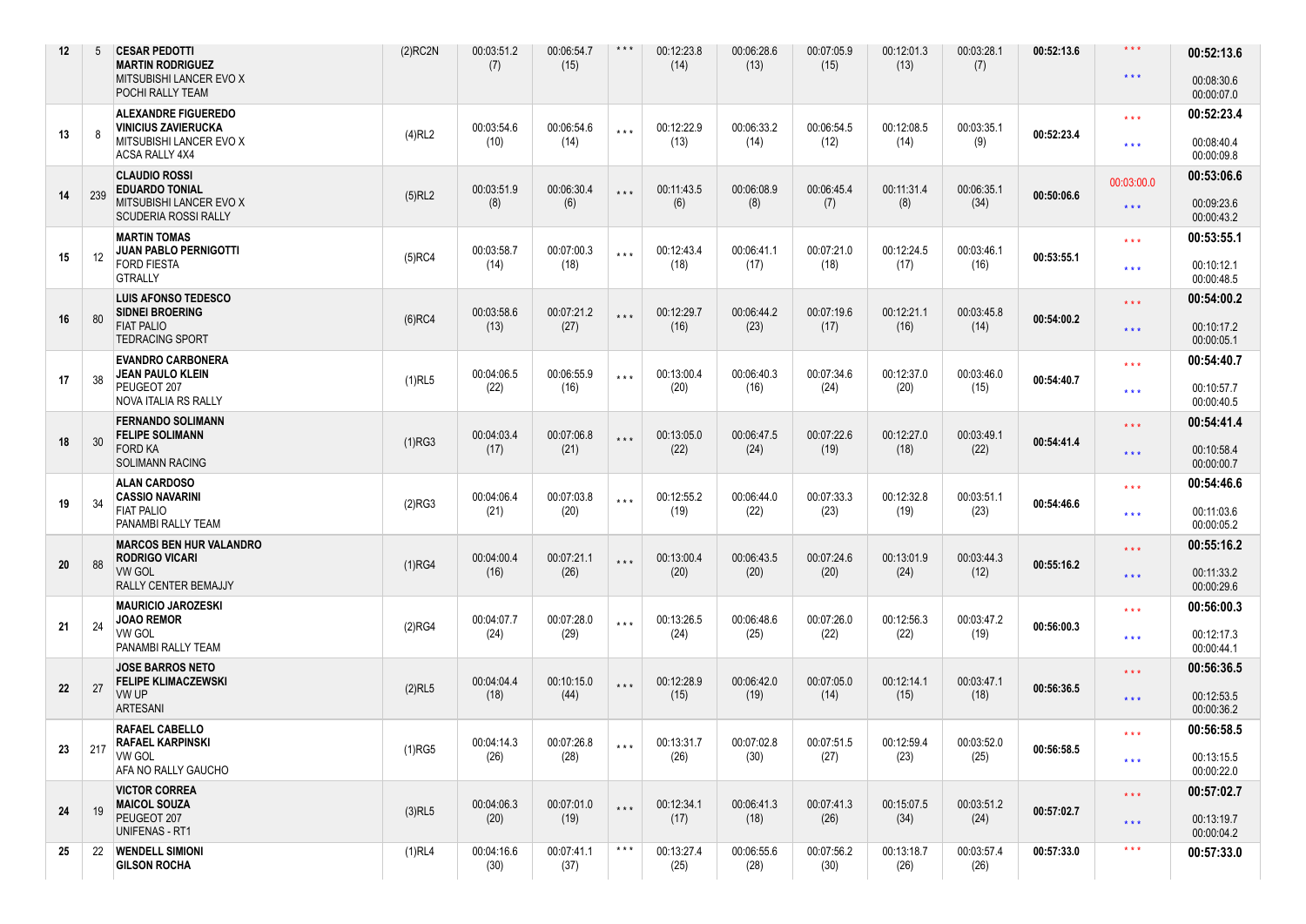| | | | | | | | | | | | | | | |
|---|---|---|---|---|---|---|---|---|---|---|---|---|---|---|
| 12 | 5 | **CESAR PEDOTTI** **MARTIN RODRIGUEZ** MITSUBISHI LANCER EVO X POCHI RALLY TEAM | (2)RC2N | 00:03:51.2 (7) | 00:06:54.7 (15) | * * * | 00:12:23.8 (14) | 00:06:28.6 (13) | 00:07:05.9 (15) | 00:12:01.3 (13) | 00:03:28.1 (7) | 00:52:13.6 | * * * * * * | **00:52:13.6** 00:08:30.6 00:00:07.0 |
| 13 | 8 | **ALEXANDRE FIGUEREDO** **VINICIUS ZAVIERUCKA** MITSUBISHI LANCER EVO X ACSA RALLY 4X4 | (4)RL2 | 00:03:54.6 (10) | 00:06:54.6 (14) | * * * | 00:12:22.9 (13) | 00:06:33.2 (14) | 00:06:54.5 (12) | 00:12:08.5 (14) | 00:03:35.1 (9) | 00:52:23.4 | * * * * * * | **00:52:23.4** 00:08:40.4 00:00:09.8 |
| 14 | 239 | **CLAUDIO ROSSI** **EDUARDO TONIAL** MITSUBISHI LANCER EVO X SCUDERIA ROSSI RALLY | (5)RL2 | 00:03:51.9 (8) | 00:06:30.4 (6) | * * * | 00:11:43.5 (6) | 00:06:08.9 (8) | 00:06:45.4 (7) | 00:11:31.4 (8) | 00:06:35.1 (34) | 00:50:06.6 | 00:03:00.0 * * * | **00:53:06.6** 00:09:23.6 00:00:43.2 |
| 15 | 12 | **MARTIN TOMAS** **JUAN PABLO PERNIGOTTI** FORD FIESTA GTRALLY | (5)RC4 | 00:03:58.7 (14) | 00:07:00.3 (18) | * * * | 00:12:43.4 (18) | 00:06:41.1 (17) | 00:07:21.0 (18) | 00:12:24.5 (17) | 00:03:46.1 (16) | 00:53:55.1 | * * * * * * | **00:53:55.1** 00:10:12.1 00:00:48.5 |
| 16 | 80 | **LUIS AFONSO TEDESCO** **SIDNEI BROERING** FIAT PALIO TEDRACING SPORT | (6)RC4 | 00:03:58.6 (13) | 00:07:21.2 (27) | * * * | 00:12:29.7 (16) | 00:06:44.2 (23) | 00:07:19.6 (17) | 00:12:21.1 (16) | 00:03:45.8 (14) | 00:54:00.2 | * * * * * * | **00:54:00.2** 00:10:17.2 00:00:05.1 |
| 17 | 38 | **EVANDRO CARBONERA** **JEAN PAULO KLEIN** PEUGEOT 207 NOVA ITALIA RS RALLY | (1)RL5 | 00:04:06.5 (22) | 00:06:55.9 (16) | * * * | 00:13:00.4 (20) | 00:06:40.3 (16) | 00:07:34.6 (24) | 00:12:37.0 (20) | 00:03:46.0 (15) | 00:54:40.7 | * * * * * * | **00:54:40.7** 00:10:57.7 00:00:40.5 |
| 18 | 30 | **FERNANDO SOLIMANN** **FELIPE SOLIMANN** FORD KA SOLIMANN RACING | (1)RG3 | 00:04:03.4 (17) | 00:07:06.8 (21) | * * * | 00:13:05.0 (22) | 00:06:47.5 (24) | 00:07:22.6 (19) | 00:12:27.0 (18) | 00:03:49.1 (22) | 00:54:41.4 | * * * * * * | **00:54:41.4** 00:10:58.4 00:00:00.7 |
| 19 | 34 | **ALAN CARDOSO** **CASSIO NAVARINI** FIAT PALIO PANAMBI RALLY TEAM | (2)RG3 | 00:04:06.4 (21) | 00:07:03.8 (20) | * * * | 00:12:55.2 (19) | 00:06:44.0 (22) | 00:07:33.3 (23) | 00:12:32.8 (19) | 00:03:51.1 (23) | 00:54:46.6 | * * * * * * | **00:54:46.6** 00:11:03.6 00:00:05.2 |
| 20 | 88 | **MARCOS BEN HUR VALANDRO** **RODRIGO VICARI** VW GOL RALLY CENTER BEMAJJY | (1)RG4 | 00:04:00.4 (16) | 00:07:21.1 (26) | * * * | 00:13:00.4 (20) | 00:06:43.5 (20) | 00:07:24.6 (20) | 00:13:01.9 (24) | 00:03:44.3 (12) | 00:55:16.2 | * * * * * * | **00:55:16.2** 00:11:33.2 00:00:29.6 |
| 21 | 24 | **MAURICIO JAROZESKI** **JOAO REMOR** VW GOL PANAMBI RALLY TEAM | (2)RG4 | 00:04:07.7 (24) | 00:07:28.0 (29) | * * * | 00:13:26.5 (24) | 00:06:48.6 (25) | 00:07:26.0 (22) | 00:12:56.3 (22) | 00:03:47.2 (19) | 00:56:00.3 | * * * * * * | **00:56:00.3** 00:12:17.3 00:00:44.1 |
| 22 | 27 | **JOSE BARROS NETO** **FELIPE KLIMACZEWSKI** VW UP ARTESANI | (2)RL5 | 00:04:04.4 (18) | 00:10:15.0 (44) | * * * | 00:12:28.9 (15) | 00:06:42.0 (19) | 00:07:05.0 (14) | 00:12:14.1 (15) | 00:03:47.1 (18) | 00:56:36.5 | * * * * * * | **00:56:36.5** 00:12:53.5 00:00:36.2 |
| 23 | 217 | **RAFAEL CABELLO** **RAFAEL KARPINSKI** VW GOL AFA NO RALLY GAUCHO | (1)RG5 | 00:04:14.3 (26) | 00:07:26.8 (28) | * * * | 00:13:31.7 (26) | 00:07:02.8 (30) | 00:07:51.5 (27) | 00:12:59.4 (23) | 00:03:52.0 (25) | 00:56:58.5 | * * * * * * | **00:56:58.5** 00:13:15.5 00:00:22.0 |
| 24 | 19 | **VICTOR CORREA** **MAICOL SOUZA** PEUGEOT 207 UNIFENAS - RT1 | (3)RL5 | 00:04:06.3 (20) | 00:07:01.0 (19) | * * * | 00:12:34.1 (17) | 00:06:41.3 (18) | 00:07:41.3 (26) | 00:15:07.5 (34) | 00:03:51.2 (24) | 00:57:02.7 | * * * * * * | **00:57:02.7** 00:13:19.7 00:00:04.2 |
| 25 | 22 | **WENDELL SIMIONI** **GILSON ROCHA** | (1)RL4 | 00:04:16.6 (30) | 00:07:41.1 (37) | * * * | 00:13:27.4 (25) | 00:06:55.6 (28) | 00:07:56.2 (30) | 00:13:18.7 (26) | 00:03:57.4 (26) | 00:57:33.0 | * * * | **00:57:33.0** |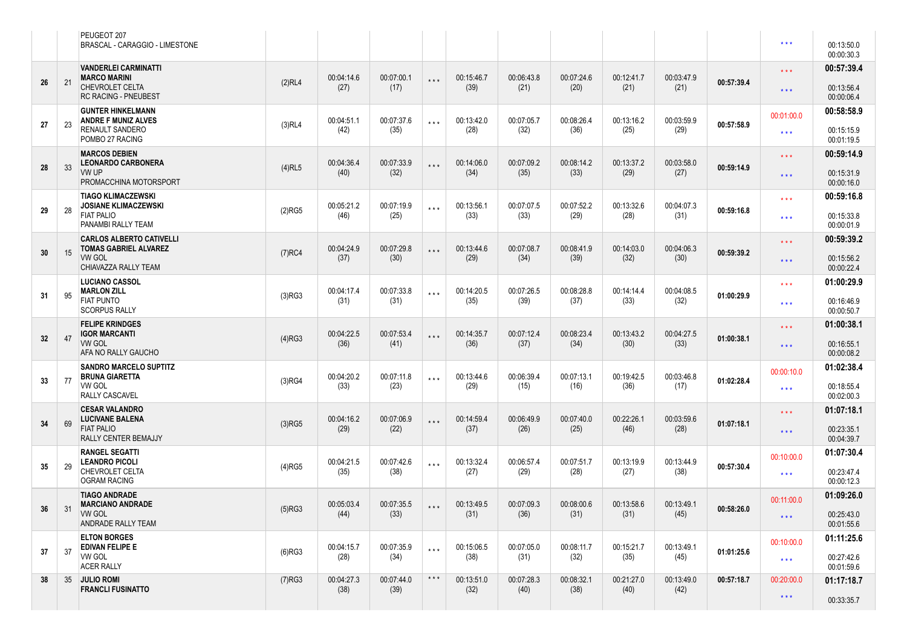| | | | | | | | | | | | | | |
|---|---|---|---|---|---|---|---|---|---|---|---|---|---|
| | | PEUGEOT 207<br>BRASCAL - CARAGGIO - LIMESTONE | | | | | | | | | | * * * | 00:13:50.0<br>00:00:30.3 |
| 26 | 21 | **VANDERLEI CARMINATTI**<br>**MARCO MARINI**<br>CHEVROLET CELTA<br>RC RACING - PNEUBEST | (2)RL4 | 00:04:14.6<br>(27) | 00:07:00.1<br>(17) | * * * | 00:15:46.7<br>(39) | 00:06:43.8<br>(21) | 00:07:24.6<br>(20) | 00:12:41.7<br>(21) | 00:03:47.9<br>(21) | 00:57:39.4 | * * *<br>* * * | **00:57:39.4**<br>00:13:56.4<br>00:00:06.4 |
| 27 | 23 | **GUNTER HINKELMANN**<br>**ANDRE F MUNIZ ALVES**<br>RENAULT SANDERO<br>POMBO 27 RACING | (3)RL4 | 00:04:51.1<br>(42) | 00:07:37.6<br>(35) | * * * | 00:13:42.0<br>(28) | 00:07:05.7<br>(32) | 00:08:26.4<br>(36) | 00:13:16.2<br>(25) | 00:03:59.9<br>(29) | 00:57:58.9 | 00:01:00.0<br>* * * | **00:58:58.9**<br>00:15:15.9<br>00:01:19.5 |
| 28 | 33 | **MARCOS DEBIEN**<br>**LEONARDO CARBONERA**<br>VW UP<br>PROMACCHINA MOTORSPORT | (4)RL5 | 00:04:36.4<br>(40) | 00:07:33.9<br>(32) | * * * | 00:14:06.0<br>(34) | 00:07:09.2<br>(35) | 00:08:14.2<br>(33) | 00:13:37.2<br>(29) | 00:03:58.0<br>(27) | 00:59:14.9 | * * *<br>* * * | **00:59:14.9**<br>00:15:31.9<br>00:00:16.0 |
| 29 | 28 | **TIAGO KLIMACZEWSKI**<br>**JOSIANE KLIMACZEWSKI**<br>FIAT PALIO<br>PANAMBI RALLY TEAM | (2)RG5 | 00:05:21.2<br>(46) | 00:07:19.9<br>(25) | * * * | 00:13:56.1<br>(33) | 00:07:07.5<br>(33) | 00:07:52.2<br>(29) | 00:13:32.6<br>(28) | 00:04:07.3<br>(31) | 00:59:16.8 | * * *<br>* * * | **00:59:16.8**<br>00:15:33.8<br>00:00:01.9 |
| 30 | 15 | **CARLOS ALBERTO CATIVELLI**<br>**TOMAS GABRIEL ALVAREZ**<br>VW GOL<br>CHIAVAZZA RALLY TEAM | (7)RC4 | 00:04:24.9<br>(37) | 00:07:29.8<br>(30) | * * * | 00:13:44.6<br>(29) | 00:07:08.7<br>(34) | 00:08:41.9<br>(39) | 00:14:03.0<br>(32) | 00:04:06.3<br>(30) | 00:59:39.2 | * * *<br>* * * | **00:59:39.2**<br>00:15:56.2<br>00:00:22.4 |
| 31 | 95 | **LUCIANO CASSOL**<br>**MARLON ZILL**<br>FIAT PUNTO<br>SCORPUS RALLY | (3)RG3 | 00:04:17.4<br>(31) | 00:07:33.8<br>(31) | * * * | 00:14:20.5<br>(35) | 00:07:26.5<br>(39) | 00:08:28.8<br>(37) | 00:14:14.4<br>(33) | 00:04:08.5<br>(32) | 01:00:29.9 | * * *<br>* * * | **01:00:29.9**<br>00:16:46.9<br>00:00:50.7 |
| 32 | 47 | **FELIPE KRINDGES**<br>**IGOR MARCANTI**<br>VW GOL<br>AFA NO RALLY GAUCHO | (4)RG3 | 00:04:22.5<br>(36) | 00:07:53.4<br>(41) | * * * | 00:14:35.7<br>(36) | 00:07:12.4<br>(37) | 00:08:23.4<br>(34) | 00:13:43.2<br>(30) | 00:04:27.5<br>(33) | 01:00:38.1 | * * *<br>* * * | **01:00:38.1**<br>00:16:55.1<br>00:00:08.2 |
| 33 | 77 | **SANDRO MARCELO SUPTITZ**<br>**BRUNA GIARETTA**<br>VW GOL<br>RALLY CASCAVEL | (3)RG4 | 00:04:20.2<br>(33) | 00:07:11.8<br>(23) | * * * | 00:13:44.6<br>(29) | 00:06:39.4<br>(15) | 00:07:13.1<br>(16) | 00:19:42.5<br>(36) | 00:03:46.8<br>(17) | 01:02:28.4 | 00:00:10.0<br>* * * | **01:02:38.4**<br>00:18:55.4<br>00:02:00.3 |
| 34 | 69 | **CESAR VALANDRO**<br>**LUCIVANE BALENA**<br>FIAT PALIO<br>RALLY CENTER BEMAJJY | (3)RG5 | 00:04:16.2<br>(29) | 00:07:06.9<br>(22) | * * * | 00:14:59.4<br>(37) | 00:06:49.9<br>(26) | 00:07:40.0<br>(25) | 00:22:26.1<br>(46) | 00:03:59.6<br>(28) | 01:07:18.1 | * * *<br>* * * | **01:07:18.1**<br>00:23:35.1<br>00:04:39.7 |
| 35 | 29 | **RANGEL SEGATTI**<br>**LEANDRO PICOLI**<br>CHEVROLET CELTA<br>OGRAM RACING | (4)RG5 | 00:04:21.5<br>(35) | 00:07:42.6<br>(38) | * * * | 00:13:32.4<br>(27) | 00:06:57.4<br>(29) | 00:07:51.7<br>(28) | 00:13:19.9<br>(27) | 00:13:44.9<br>(38) | 00:57:30.4 | 00:10:00.0<br>* * * | **01:07:30.4**<br>00:23:47.4<br>00:00:12.3 |
| 36 | 31 | **TIAGO ANDRADE**<br>**MARCIANO ANDRADE**<br>VW GOL<br>ANDRADE RALLY TEAM | (5)RG3 | 00:05:03.4<br>(44) | 00:07:35.5<br>(33) | * * * | 00:13:49.5<br>(31) | 00:07:09.3<br>(36) | 00:08:00.6<br>(31) | 00:13:58.6<br>(31) | 00:13:49.1<br>(45) | 00:58:26.0 | 00:11:00.0<br>* * * | **01:09:26.0**<br>00:25:43.0<br>00:01:55.6 |
| 37 | 37 | **ELTON BORGES**<br>**EDIVAN FELIPE E**<br>VW GOL<br>ACER RALLY | (6)RG3 | 00:04:15.7<br>(28) | 00:07:35.9<br>(34) | * * * | 00:15:06.5<br>(38) | 00:07:05.0<br>(31) | 00:08:11.7<br>(32) | 00:15:21.7<br>(35) | 00:13:49.1<br>(45) | 01:01:25.6 | 00:10:00.0<br>* * * | **01:11:25.6**<br>00:27:42.6<br>00:01:59.6 |
| 38 | 35 | **JULIO ROMI**<br>**FRANCLI FUSINATTO** | (7)RG3 | 00:04:27.3<br>(38) | 00:07:44.0<br>(39) | * * * | 00:13:51.0<br>(32) | 00:07:28.3<br>(40) | 00:08:32.1<br>(38) | 00:21:27.0<br>(40) | 00:13:49.0<br>(42) | 00:57:18.7 | 00:20:00.0<br>* * * | **01:17:18.7**<br>00:33:35.7 |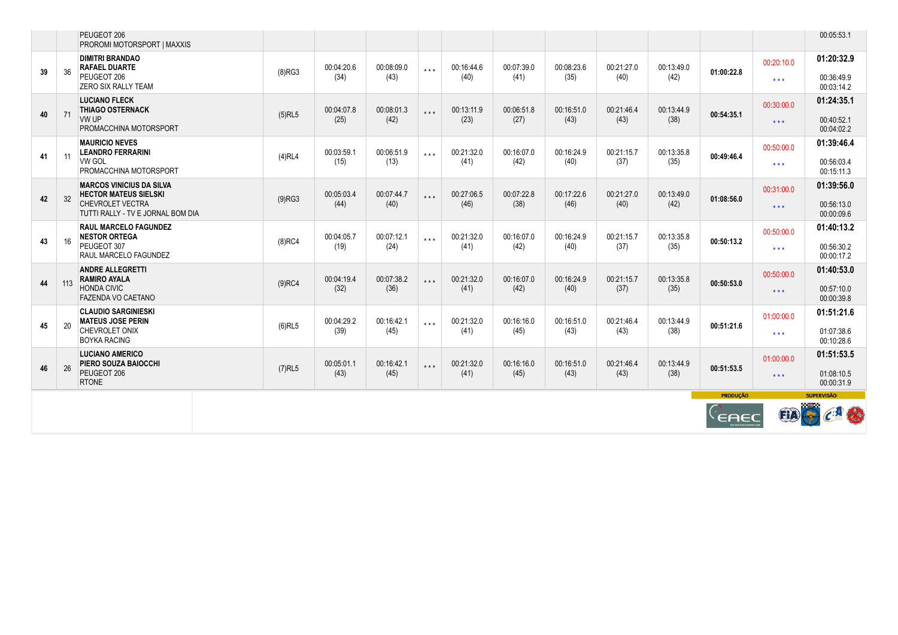| | | | | | | | | | | | | | |
|---|---|---|---|---|---|---|---|---|---|---|---|---|---|
| | | PEUGEOT 206<br>PROROMI MOTORSPORT \| MAXXIS | | | | | | | | | | | 00:05:53.1 |
| 39 | 36 | **DIMITRI BRANDAO**<br>**RAFAEL DUARTE**<br>PEUGEOT 206<br>ZERO SIX RALLY TEAM | (8)RG3 | 00:04:20.6<br>(34) | 00:08:09.0<br>(43) | * * * | 00:16:44.6<br>(40) | 00:07:39.0<br>(41) | 00:08:23.6<br>(35) | 00:21:27.0<br>(40) | 00:13:49.0<br>(42) | **01:00:22.8** | 00:20:10.0<br>* * * | **01:20:32.9**<br>00:36:49.9<br>00:03:14.2 |
| 40 | 71 | **LUCIANO FLECK**<br>**THIAGO OSTERNACK**<br>VW UP<br>PROMACCHINA MOTORSPORT | (5)RL5 | 00:04:07.8<br>(25) | 00:08:01.3<br>(42) | * * * | 00:13:11.9<br>(23) | 00:06:51.8<br>(27) | 00:16:51.0<br>(43) | 00:21:46.4<br>(43) | 00:13:44.9<br>(38) | **00:54:35.1** | 00:30:00.0<br>* * * | **01:24:35.1**<br>00:40:52.1<br>00:04:02.2 |
| 41 | 11 | **MAURICIO NEVES**<br>**LEANDRO FERRARINI**<br>VW GOL<br>PROMACCHINA MOTORSPORT | (4)RL4 | 00:03:59.1<br>(15) | 00:06:51.9<br>(13) | * * * | 00:21:32.0<br>(41) | 00:16:07.0<br>(42) | 00:16:24.9<br>(40) | 00:21:15.7<br>(37) | 00:13:35.8<br>(35) | **00:49:46.4** | 00:50:00.0<br>* * * | **01:39:46.4**<br>00:56:03.4<br>00:15:11.3 |
| 42 | 32 | **MARCOS VINICIUS DA SILVA**<br>**HECTOR MATEUS SIELSKI**<br>CHEVROLET VECTRA<br>TUTTI RALLY - TV E JORNAL BOM DIA | (9)RG3 | 00:05:03.4<br>(44) | 00:07:44.7<br>(40) | * * * | 00:27:06.5<br>(46) | 00:07:22.8<br>(38) | 00:17:22.6<br>(46) | 00:21:27.0<br>(40) | 00:13:49.0<br>(42) | **01:08:56.0** | 00:31:00.0<br>* * * | **01:39:56.0**<br>00:56:13.0<br>00:00:09.6 |
| 43 | 16 | **RAUL MARCELO FAGUNDEZ**<br>**NESTOR ORTEGA**<br>PEUGEOT 307<br>RAUL MARCELO FAGUNDEZ | (8)RC4 | 00:04:05.7<br>(19) | 00:07:12.1<br>(24) | * * * | 00:21:32.0<br>(41) | 00:16:07.0<br>(42) | 00:16:24.9<br>(40) | 00:21:15.7<br>(37) | 00:13:35.8<br>(35) | **00:50:13.2** | 00:50:00.0<br>* * * | **01:40:13.2**<br>00:56:30.2<br>00:00:17.2 |
| 44 | 113 | **ANDRE ALLEGRETTI**<br>**RAMIRO AYALA**<br>HONDA CIVIC<br>FAZENDA VO CAETANO | (9)RC4 | 00:04:19.4<br>(32) | 00:07:38.2<br>(36) | * * * | 00:21:32.0<br>(41) | 00:16:07.0<br>(42) | 00:16:24.9<br>(40) | 00:21:15.7<br>(37) | 00:13:35.8<br>(35) | **00:50:53.0** | 00:50:00.0<br>* * * | **01:40:53.0**<br>00:57:10.0<br>00:00:39.8 |
| 45 | 20 | **CLAUDIO SARGINIESKI**<br>**MATEUS JOSE PERIN**<br>CHEVROLET ONIX<br>BOYKA RACING | (6)RL5 | 00:04:29.2<br>(39) | 00:16:42.1<br>(45) | * * * | 00:21:32.0<br>(41) | 00:16:16.0<br>(45) | 00:16:51.0<br>(43) | 00:21:46.4<br>(43) | 00:13:44.9<br>(38) | **00:51:21.6** | 01:00:00.0<br>* * * | **01:51:21.6**<br>01:07:38.6<br>00:10:28.6 |
| 46 | 26 | **LUCIANO AMERICO**<br>**PIERO SOUZA BAIOCCHI**<br>PEUGEOT 206<br>RTONE | (7)RL5 | 00:05:01.1<br>(43) | 00:16:42.1<br>(45) | * * * | 00:21:32.0<br>(41) | 00:16:16.0<br>(45) | 00:16:51.0<br>(43) | 00:21:46.4<br>(43) | 00:13:44.9<br>(38) | **00:51:53.5** | 01:00:00.0<br>* * * | **01:51:53.5**<br>01:08:10.5<br>00:00:31.9 |

PRODUÇÃO

SUPERVISÃO